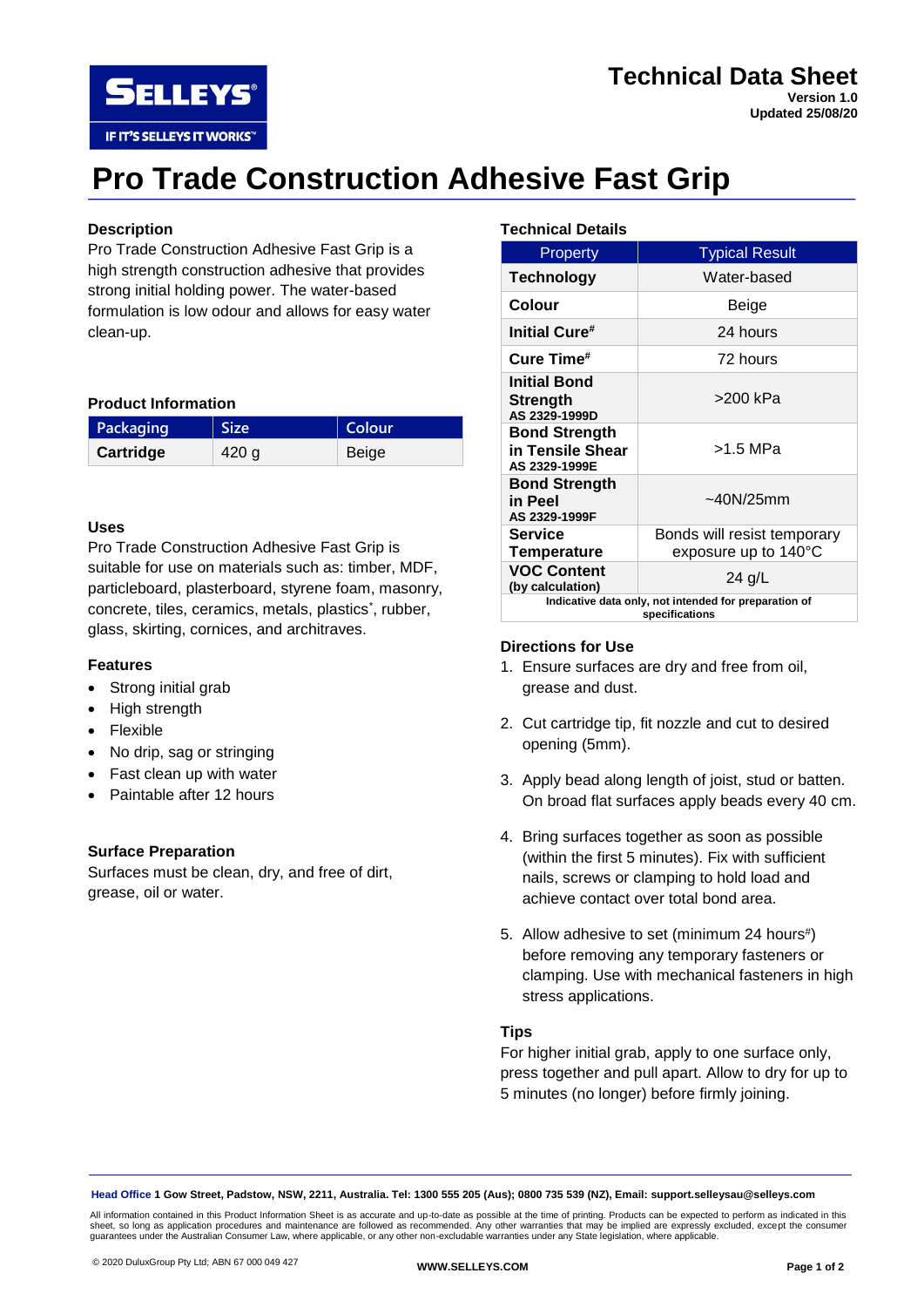# Technical Data Sheet

**Version 1.0**
**Updated 25/08/20**

# Pro Trade Construction Adhesive Fast Grip

## Description

Pro Trade Construction Adhesive Fast Grip is a high strength construction adhesive that provides strong initial holding power. The water-based formulation is low odour and allows for easy water clean-up.

## Product Information

| Packaging | Size | Colour |
|---|---|---|
| **Cartridge** | 420 g | Beige |

## Uses

Pro Trade Construction Adhesive Fast Grip is suitable for use on materials such as: timber, MDF, particleboard, plasterboard, styrene foam, masonry, concrete, tiles, ceramics, metals, plastics*, rubber, glass, skirting, cornices, and architraves.

## Features

- Strong initial grab
- High strength
- Flexible
- No drip, sag or stringing
- Fast clean up with water
- Paintable after 12 hours

## Surface Preparation

Surfaces must be clean, dry, and free of dirt, grease, oil or water.

## Technical Details

| Property | Typical Result |
|---|---|
| **Technology** | Water-based |
| **Colour** | Beige |
| **Initial Cure#** | 24 hours |
| **Cure Time#** | 72 hours |
| **Initial Bond Strength** AS 2329-1999D | >200 kPa |
| **Bond Strength in Tensile Shear** AS 2329-1999E | >1.5 MPa |
| **Bond Strength in Peel** AS 2329-1999F | ~40N/25mm |
| **Service Temperature** | Bonds will resist temporary exposure up to 140°C |
| **VOC Content** (by calculation) | 24 g/L |

**Indicative data only, not intended for preparation of specifications**

## Directions for Use

1. Ensure surfaces are dry and free from oil, grease and dust.
2. Cut cartridge tip, fit nozzle and cut to desired opening (5mm).
3. Apply bead along length of joist, stud or batten. On broad flat surfaces apply beads every 40 cm.
4. Bring surfaces together as soon as possible (within the first 5 minutes). Fix with sufficient nails, screws or clamping to hold load and achieve contact over total bond area.
5. Allow adhesive to set (minimum 24 hours#) before removing any temporary fasteners or clamping. Use with mechanical fasteners in high stress applications.

## Tips

For higher initial grab, apply to one surface only, press together and pull apart. Allow to dry for up to 5 minutes (no longer) before firmly joining.

**Head Office** 1 Gow Street, Padstow, NSW, 2211, Australia. Tel: 1300 555 205 (Aus); 0800 735 539 (NZ), Email: support.selleysau@selleys.com

All information contained in this Product Information Sheet is as accurate and up-to-date as possible at the time of printing. Products can be expected to perform as indicated in this sheet, so long as application procedures and maintenance are followed as recommended. Any other warranties that may be implied are expressly excluded, except the consumer guarantees under the Australian Consumer Law, where applicable, or any other non-excludable warranties under any State legislation, where applicable.

© 2020 DuluxGroup Pty Ltd; ABN 67 000 049 427

**WWW.SELLEYS.COM**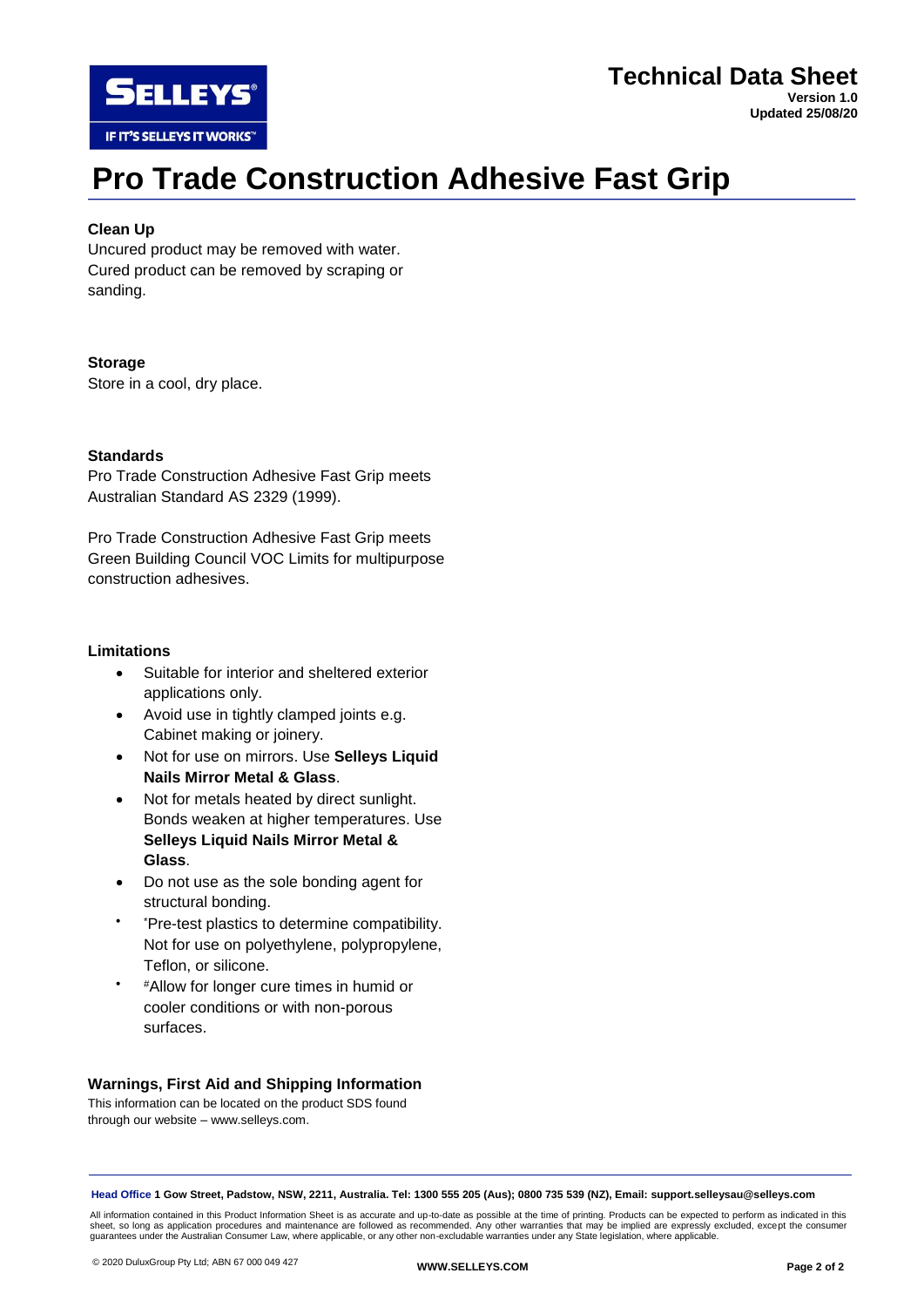# Pro Trade Construction Adhesive Fast Grip

**Clean Up**

Uncured product may be removed with water. Cured product can be removed by scraping or sanding.

**Storage**

Store in a cool, dry place.

**Standards**

Pro Trade Construction Adhesive Fast Grip meets Australian Standard AS 2329 (1999).

Pro Trade Construction Adhesive Fast Grip meets Green Building Council VOC Limits for multipurpose construction adhesives.

**Limitations**

- Suitable for interior and sheltered exterior applications only.
- Avoid use in tightly clamped joints e.g. Cabinet making or joinery.
- Not for use on mirrors. Use **Selleys Liquid Nails Mirror Metal & Glass**.
- Not for metals heated by direct sunlight. Bonds weaken at higher temperatures. Use **Selleys Liquid Nails Mirror Metal & Glass**.
- Do not use as the sole bonding agent for structural bonding.
- *Pre-test plastics to determine compatibility. Not for use on polyethylene, polypropylene, Teflon, or silicone.
- #Allow for longer cure times in humid or cooler conditions or with non-porous surfaces.

**Warnings, First Aid and Shipping Information**

This information can be located on the product SDS found through our website – www.selleys.com.

**Head Office** 1 Gow Street, Padstow, NSW, 2211, Australia. Tel: 1300 555 205 (Aus); 0800 735 539 (NZ), Email: support.selleysau@selleys.com

All information contained in this Product Information Sheet is as accurate and up-to-date as possible at the time of printing. Products can be expected to perform as indicated in this sheet, so long as application procedures and maintenance are followed as recommended. Any other warranties that may be implied are expressly excluded, except the consumer guarantees under the Australian Consumer Law, where applicable, or any other non-excludable warranties under any State legislation, where applicable.

© 2020 DuluxGroup Pty Ltd; ABN 67 000 049 427

WWW.SELLEYS.COM